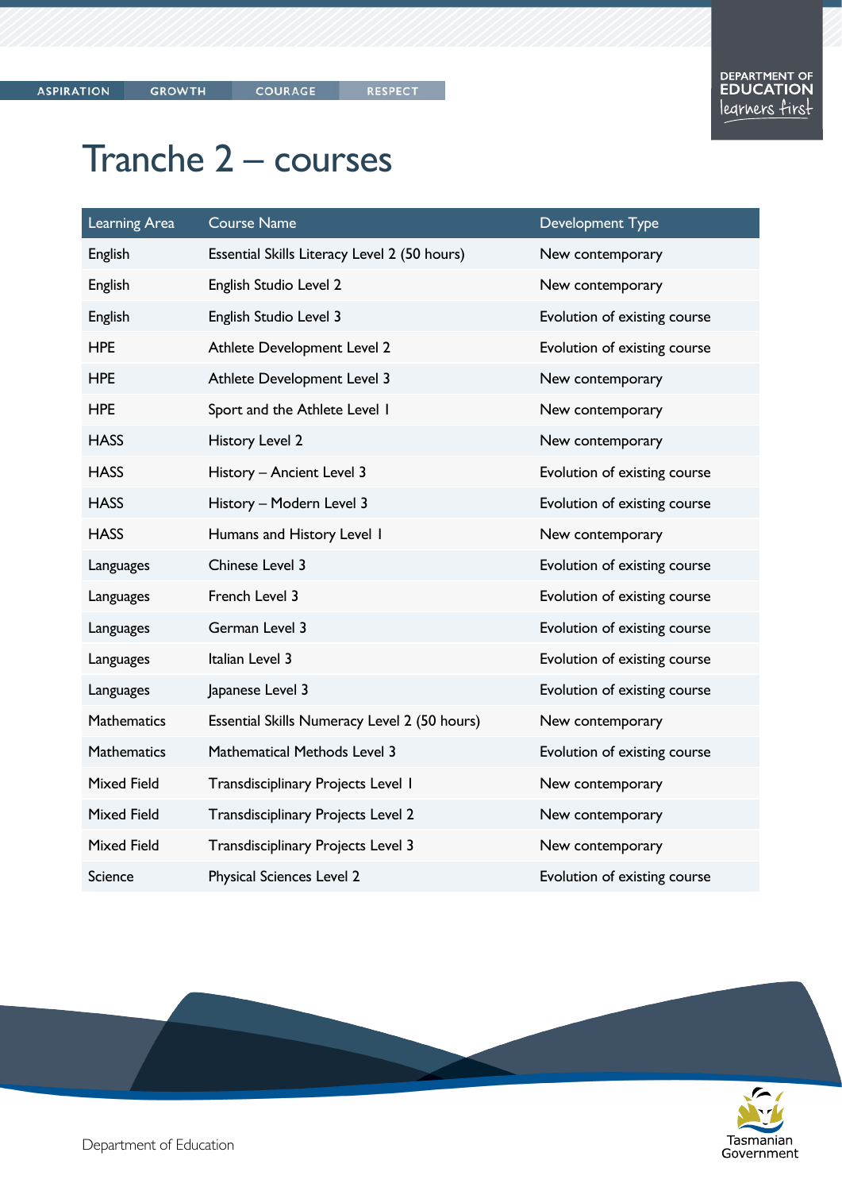# Tranche 2 – courses

| Learning Area | Course Name | Development Type |
|---|---|---|
| English | Essential Skills Literacy Level 2 (50 hours) | New contemporary |
| English | English Studio Level 2 | New contemporary |
| English | English Studio Level 3 | Evolution of existing course |
| HPE | Athlete Development Level 2 | Evolution of existing course |
| HPE | Athlete Development Level 3 | New contemporary |
| HPE | Sport and the Athlete Level 1 | New contemporary |
| HASS | History Level 2 | New contemporary |
| HASS | History – Ancient Level 3 | Evolution of existing course |
| HASS | History – Modern Level 3 | Evolution of existing course |
| HASS | Humans and History Level 1 | New contemporary |
| Languages | Chinese Level 3 | Evolution of existing course |
| Languages | French Level 3 | Evolution of existing course |
| Languages | German Level 3 | Evolution of existing course |
| Languages | Italian Level 3 | Evolution of existing course |
| Languages | Japanese Level 3 | Evolution of existing course |
| Mathematics | Essential Skills Numeracy Level 2 (50 hours) | New contemporary |
| Mathematics | Mathematical Methods Level 3 | Evolution of existing course |
| Mixed Field | Transdisciplinary Projects Level 1 | New contemporary |
| Mixed Field | Transdisciplinary Projects Level 2 | New contemporary |
| Mixed Field | Transdisciplinary Projects Level 3 | New contemporary |
| Science | Physical Sciences Level 2 | Evolution of existing course |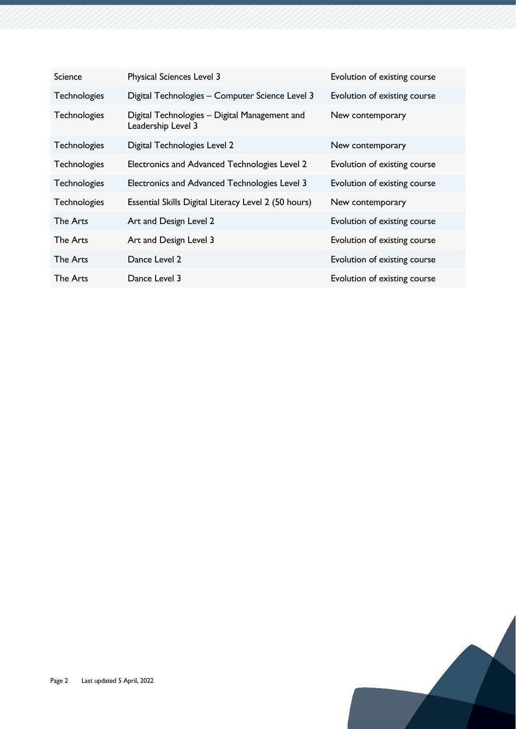| | | |
|---|---|---|
| Science | Physical Sciences Level 3 | Evolution of existing course |
| Technologies | Digital Technologies – Computer Science Level 3 | Evolution of existing course |
| Technologies | Digital Technologies – Digital Management and Leadership Level 3 | New contemporary |
| Technologies | Digital Technologies Level 2 | New contemporary |
| Technologies | Electronics and Advanced Technologies Level 2 | Evolution of existing course |
| Technologies | Electronics and Advanced Technologies Level 3 | Evolution of existing course |
| Technologies | Essential Skills Digital Literacy Level 2 (50 hours) | New contemporary |
| The Arts | Art and Design Level 2 | Evolution of existing course |
| The Arts | Art and Design Level 3 | Evolution of existing course |
| The Arts | Dance Level 2 | Evolution of existing course |
| The Arts | Dance Level 3 | Evolution of existing course |

Last updated 5 April, 2022